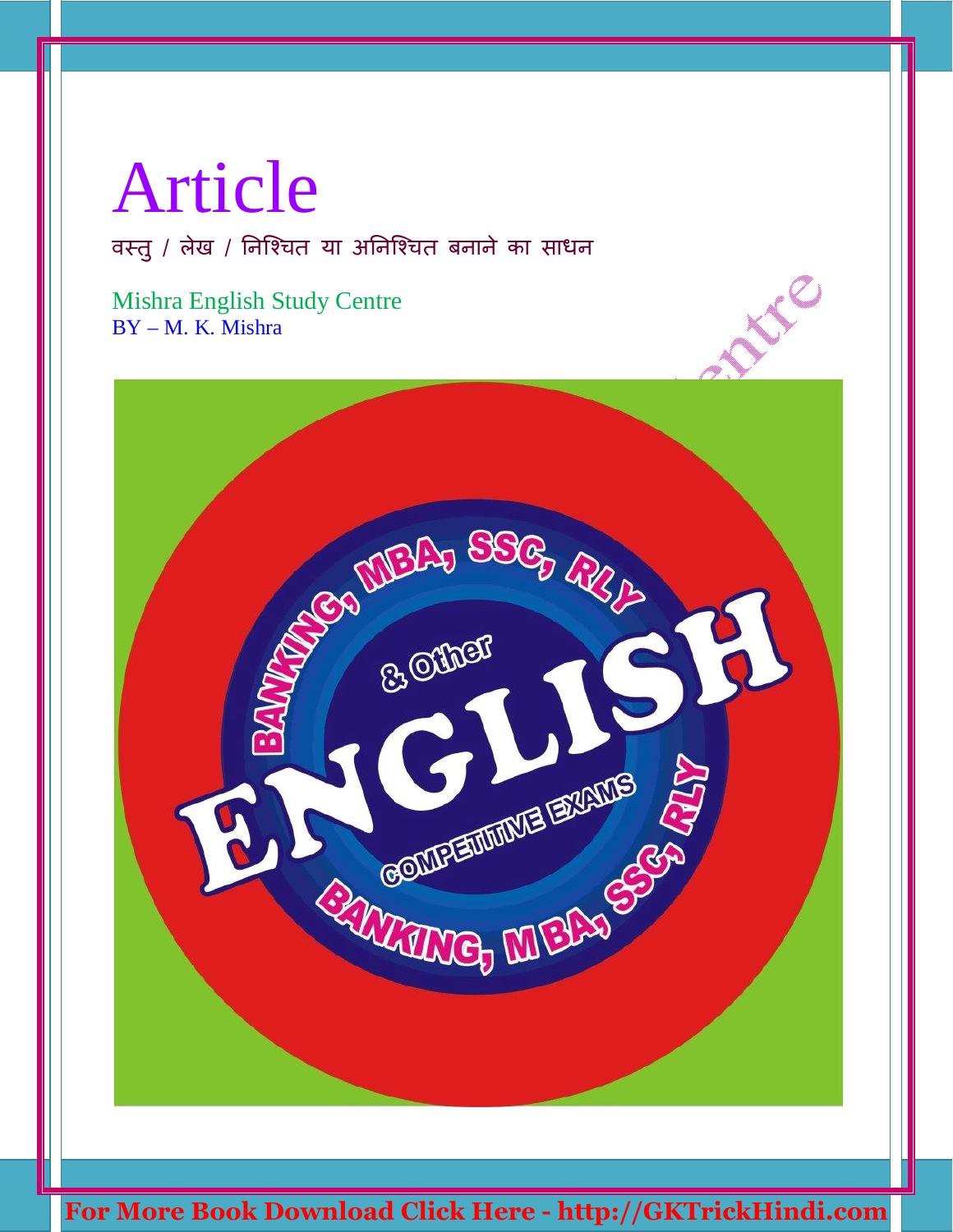# Article

वस्तु / लेख / निश्चित या अनिश्चित बनाने का साधन

Mishra English Study Centre
BY – M. K. Mishra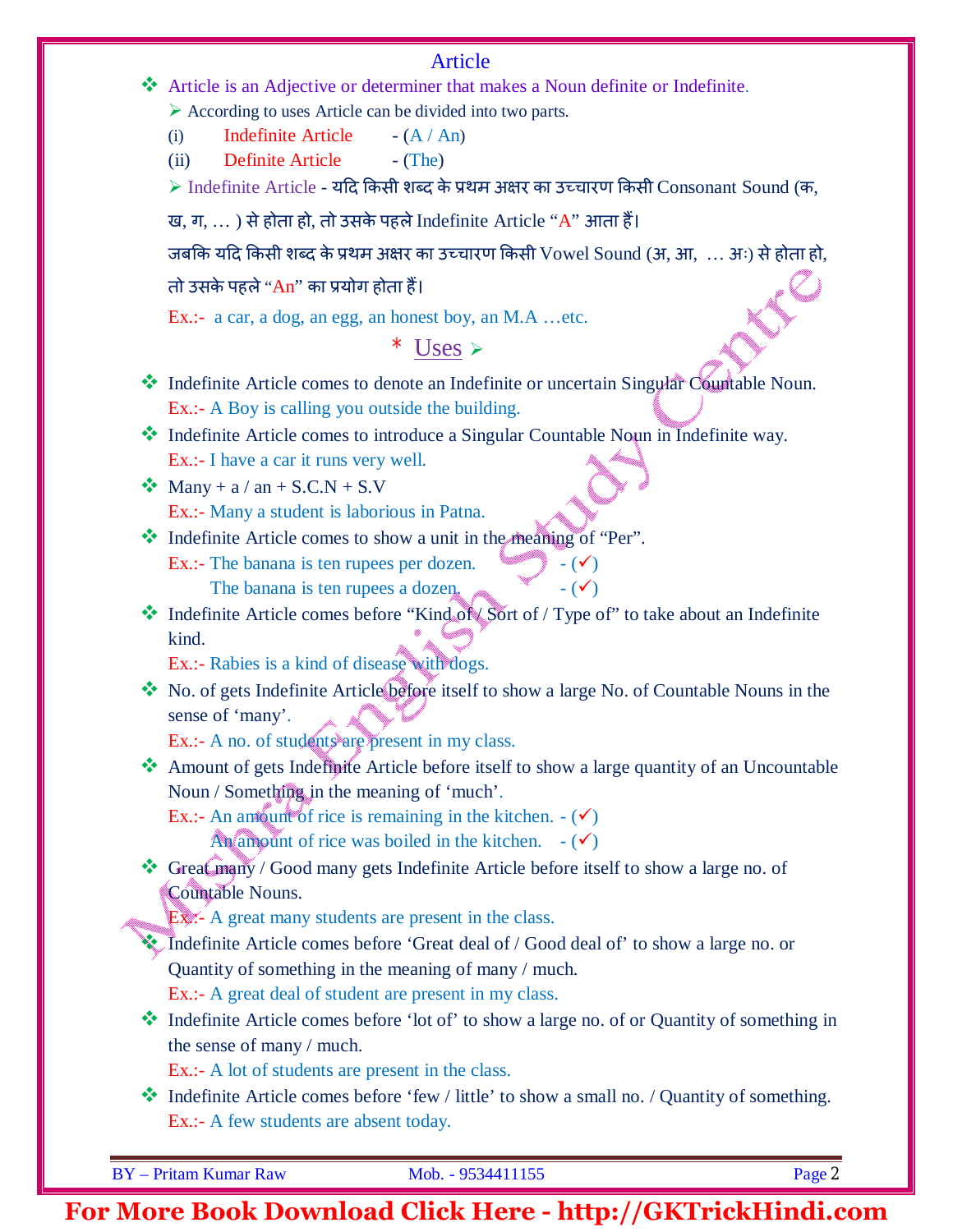# Article

❖ Article is an Adjective or determiner that makes a Noun definite or Indefinite.

➢ According to uses Article can be divided into two parts.

(i) Indefinite Article - (A / An)

(ii) Definite Article - (The)

➢ Indefinite Article - यदि किसी शब्द के प्रथम अक्षर का उच्चारण किसी Consonant Sound (क, ख, ग, … ) से होता हो, तो उसके पहले Indefinite Article "A" आता हैं।

जबकि यदि किसी शब्द के प्रथम अक्षर का उच्चारण किसी Vowel Sound (अ, आ, … अः) से होता हो, तो उसके पहले "An" का प्रयोग होता हैं।

Ex.:- a car, a dog, an egg, an honest boy, an M.A …etc.

## * Uses ➢

❖ Indefinite Article comes to denote an Indefinite or uncertain Singular Countable Noun.
Ex.:- A Boy is calling you outside the building.

❖ Indefinite Article comes to introduce a Singular Countable Noun in Indefinite way.
Ex.:- I have a car it runs very well.

❖ Many + a / an + S.C.N + S.V
Ex.:- Many a student is laborious in Patna.

❖ Indefinite Article comes to show a unit in the meaning of "Per".
Ex.:- The banana is ten rupees per dozen. - (✓)
The banana is ten rupees a dozen. - (✓)

❖ Indefinite Article comes before "Kind of / Sort of / Type of" to take about an Indefinite kind.
Ex.:- Rabies is a kind of disease with dogs.

❖ No. of gets Indefinite Article before itself to show a large No. of Countable Nouns in the sense of 'many'.
Ex.:- A no. of students are present in my class.

❖ Amount of gets Indefinite Article before itself to show a large quantity of an Uncountable Noun / Something in the meaning of 'much'.
Ex.:- An amount of rice is remaining in the kitchen. - (✓)
An amount of rice was boiled in the kitchen. - (✓)

❖ Great many / Good many gets Indefinite Article before itself to show a large no. of Countable Nouns.
Ex.:- A great many students are present in the class.

❖ Indefinite Article comes before 'Great deal of / Good deal of' to show a large no. or Quantity of something in the meaning of many / much.
Ex.:- A great deal of student are present in my class.

❖ Indefinite Article comes before 'lot of' to show a large no. of or Quantity of something in the sense of many / much.
Ex.:- A lot of students are present in the class.

❖ Indefinite Article comes before 'few / little' to show a small no. / Quantity of something.
Ex.:- A few students are absent today.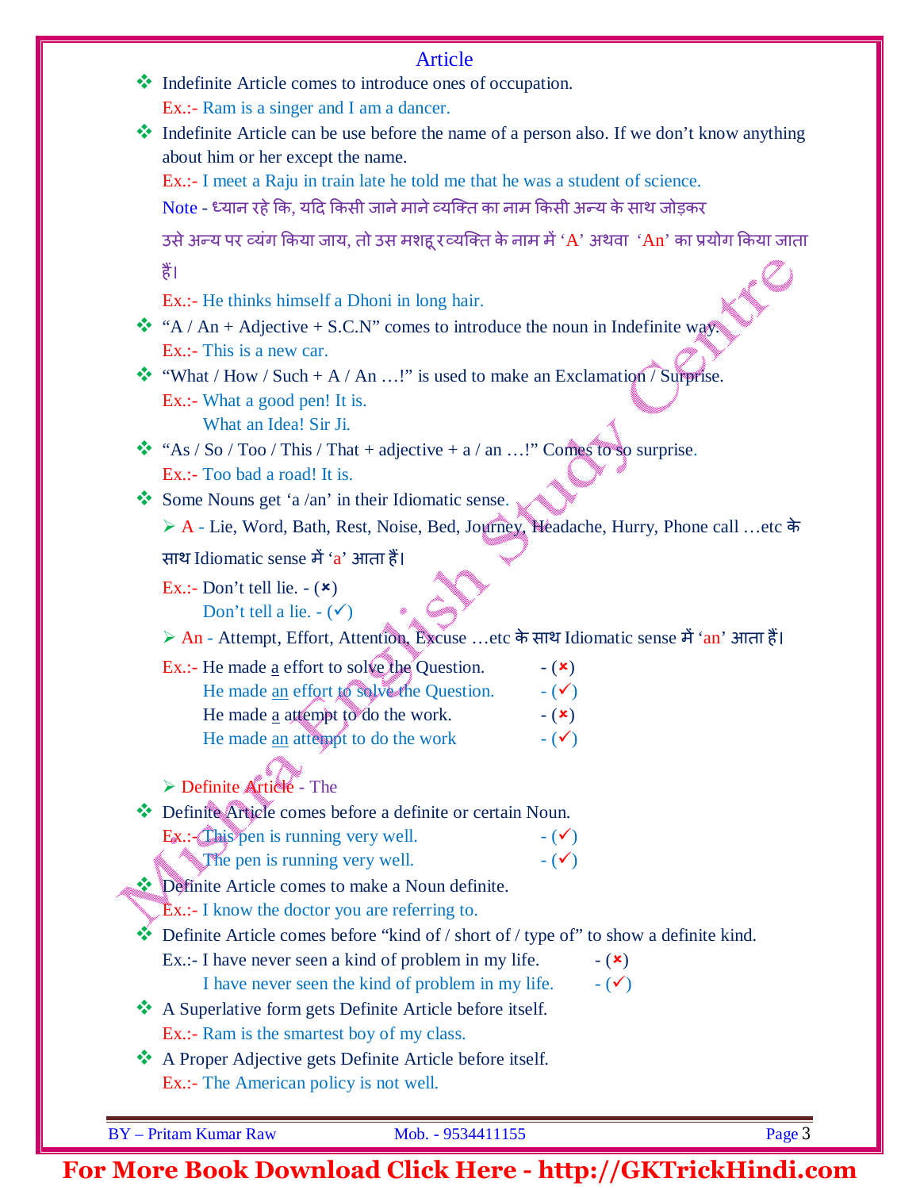## Article

- Indefinite Article comes to introduce ones of occupation.

  Ex.:- Ram is a singer and I am a dancer.

- Indefinite Article can be use before the name of a person also. If we don't know anything about him or her except the name.

  Ex.:- I meet a Raju in train late he told me that he was a student of science.

  Note - ध्यान रहे कि, यदि किसी जाने माने व्यक्ति का नाम किसी अन्य के साथ जोड़कर उसे अन्य पर व्यंग किया जाय, तो उस मशहूर व्यक्ति के नाम में 'A' अथवा 'An' का प्रयोग किया जाता हैं।

  Ex.:- He thinks himself a Dhoni in long hair.

- "A / An + Adjective + S.C.N" comes to introduce the noun in Indefinite way.

  Ex.:- This is a new car.

- "What / How / Such + A / An …!" is used to make an Exclamation / Surprise.

  Ex.:- What a good pen! It is.

  What an Idea! Sir Ji.

- "As / So / Too / This / That + adjective + a / an …!" Comes to so surprise.

  Ex.:- Too bad a road! It is.

- Some Nouns get 'a /an' in their Idiomatic sense.

  - A - Lie, Word, Bath, Rest, Noise, Bed, Journey, Headache, Hurry, Phone call …etc के साथ Idiomatic sense में 'a' आता हैं।

  Ex.:- Don't tell lie. - (✗)

  Don't tell a lie. - (✓)

  - An - Attempt, Effort, Attention, Excuse …etc के साथ Idiomatic sense में 'an' आता हैं।

  Ex.:- He made a effort to solve the Question. - (✗)

  He made an effort to solve the Question. - (✓)

  He made a attempt to do the work. - (✗)

  He made an attempt to do the work - (✓)

  - Definite Article - The

- Definite Article comes before a definite or certain Noun.

  Ex.:- This pen is running very well. - (✓)

  The pen is running very well. - (✓)

- Definite Article comes to make a Noun definite.

  Ex.:- I know the doctor you are referring to.

- Definite Article comes before "kind of / short of / type of" to show a definite kind.

  Ex.:- I have never seen a kind of problem in my life. - (✗)

  I have never seen the kind of problem in my life. - (✓)

- A Superlative form gets Definite Article before itself.

  Ex.:- Ram is the smartest boy of my class.

- A Proper Adjective gets Definite Article before itself.

  Ex.:- The American policy is not well.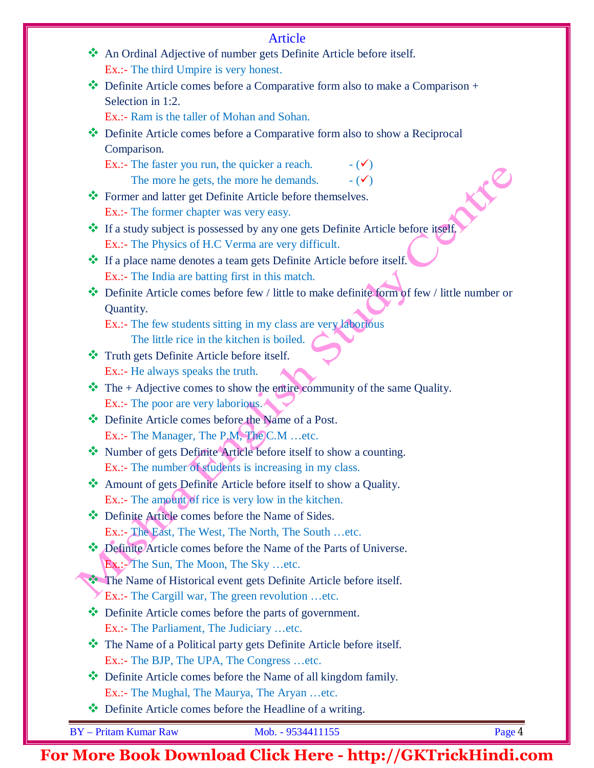# Article

- An Ordinal Adjective of number gets Definite Article before itself.
  Ex.:- The third Umpire is very honest.
- Definite Article comes before a Comparative form also to make a Comparison + Selection in 1:2.
  Ex.:- Ram is the taller of Mohan and Sohan.
- Definite Article comes before a Comparative form also to show a Reciprocal Comparison.
  Ex.:- The faster you run, the quicker a reach. - (✓)
  The more he gets, the more he demands. - (✓)
- Former and latter get Definite Article before themselves.
  Ex.:- The former chapter was very easy.
- If a study subject is possessed by any one gets Definite Article before itself.
  Ex.:- The Physics of H.C Verma are very difficult.
- If a place name denotes a team gets Definite Article before itself.
  Ex.:- The India are batting first in this match.
- Definite Article comes before few / little to make definite form of few / little number or Quantity.
  Ex.:- The few students sitting in my class are very laborious
  The little rice in the kitchen is boiled.
- Truth gets Definite Article before itself.
  Ex.:- He always speaks the truth.
- The + Adjective comes to show the entire community of the same Quality.
  Ex.:- The poor are very laborious.
- Definite Article comes before the Name of a Post.
  Ex.:- The Manager, The P.M, The C.M …etc.
- Number of gets Definite Article before itself to show a counting.
  Ex.:- The number of students is increasing in my class.
- Amount of gets Definite Article before itself to show a Quality.
  Ex.:- The amount of rice is very low in the kitchen.
- Definite Article comes before the Name of Sides.
  Ex.:- The East, The West, The North, The South …etc.
- Definite Article comes before the Name of the Parts of Universe.
  Ex.:- The Sun, The Moon, The Sky …etc.
- The Name of Historical event gets Definite Article before itself.
  Ex.:- The Cargill war, The green revolution …etc.
- Definite Article comes before the parts of government.
  Ex.:- The Parliament, The Judiciary …etc.
- The Name of a Political party gets Definite Article before itself.
  Ex.:- The BJP, The UPA, The Congress …etc.
- Definite Article comes before the Name of all kingdom family.
  Ex.:- The Mughal, The Maurya, The Aryan …etc.
- Definite Article comes before the Headline of a writing.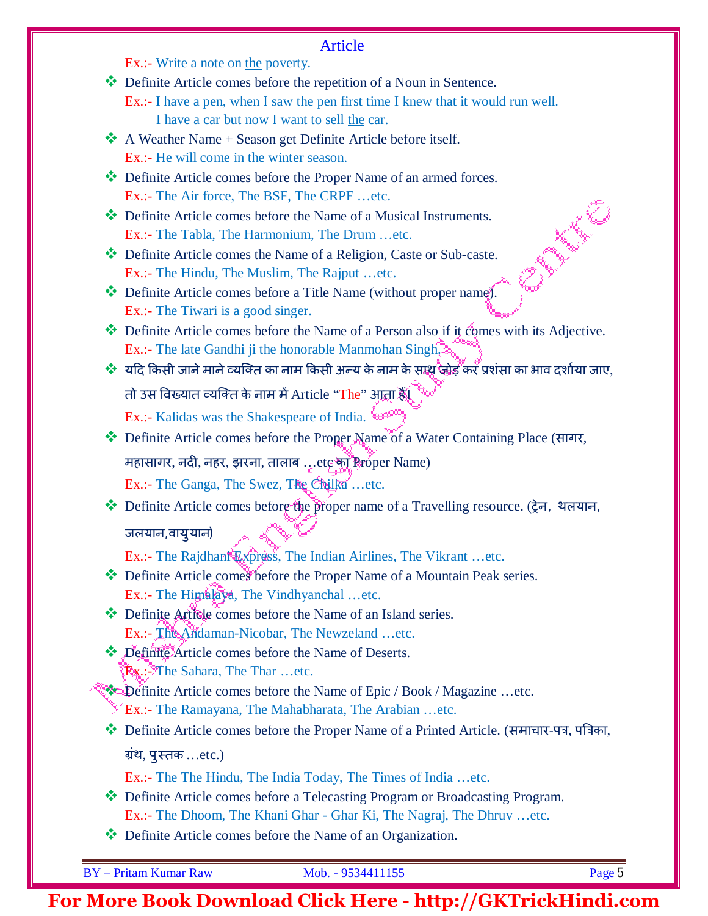Ex.:- Write a note on the poverty.

- Definite Article comes before the repetition of a Noun in Sentence.
  Ex.:- I have a pen, when I saw the pen first time I knew that it would run well.
  I have a car but now I want to sell the car.
- A Weather Name + Season get Definite Article before itself.
  Ex.:- He will come in the winter season.
- Definite Article comes before the Proper Name of an armed forces.
  Ex.:- The Air force, The BSF, The CRPF …etc.
- Definite Article comes before the Name of a Musical Instruments.
  Ex.:- The Tabla, The Harmonium, The Drum …etc.
- Definite Article comes the Name of a Religion, Caste or Sub-caste.
  Ex.:- The Hindu, The Muslim, The Rajput …etc.
- Definite Article comes before a Title Name (without proper name).
  Ex.:- The Tiwari is a good singer.
- Definite Article comes before the Name of a Person also if it comes with its Adjective.
  Ex.:- The late Gandhi ji the honorable Manmohan Singh.
- यदि किसी जाने माने व्यक्ति का नाम किसी अन्य के नाम के साथ जोड़ कर प्रशंसा का भाव दर्शाया जाए, तो उस विख्यात व्यक्ति के नाम में Article "The" आता हैं।
  Ex.:- Kalidas was the Shakespeare of India.
- Definite Article comes before the Proper Name of a Water Containing Place (सागर, महासागर, नदी, नहर, झरना, तालाब …etc का Proper Name)
  Ex.:- The Ganga, The Swez, The Chilka …etc.
- Definite Article comes before the proper name of a Travelling resource. (ट्रेन, थलयान, जलयान,वायुयान)
  Ex.:- The Rajdhani Express, The Indian Airlines, The Vikrant …etc.
- Definite Article comes before the Proper Name of a Mountain Peak series.
  Ex.:- The Himalaya, The Vindhyanchal …etc.
- Definite Article comes before the Name of an Island series.
  Ex.:- The Andaman-Nicobar, The Newzeland …etc.
- Definite Article comes before the Name of Deserts.
  Ex.:- The Sahara, The Thar …etc.
- Definite Article comes before the Name of Epic / Book / Magazine …etc.
  Ex.:- The Ramayana, The Mahabharata, The Arabian …etc.
- Definite Article comes before the Proper Name of a Printed Article. (समाचार-पत्र, पत्रिका, ग्रंथ, पुस्तक …etc.)
  Ex.:- The The Hindu, The India Today, The Times of India …etc.
- Definite Article comes before a Telecasting Program or Broadcasting Program.
  Ex.:- The Dhoom, The Khani Ghar - Ghar Ki, The Nagraj, The Dhruv …etc.
- Definite Article comes before the Name of an Organization.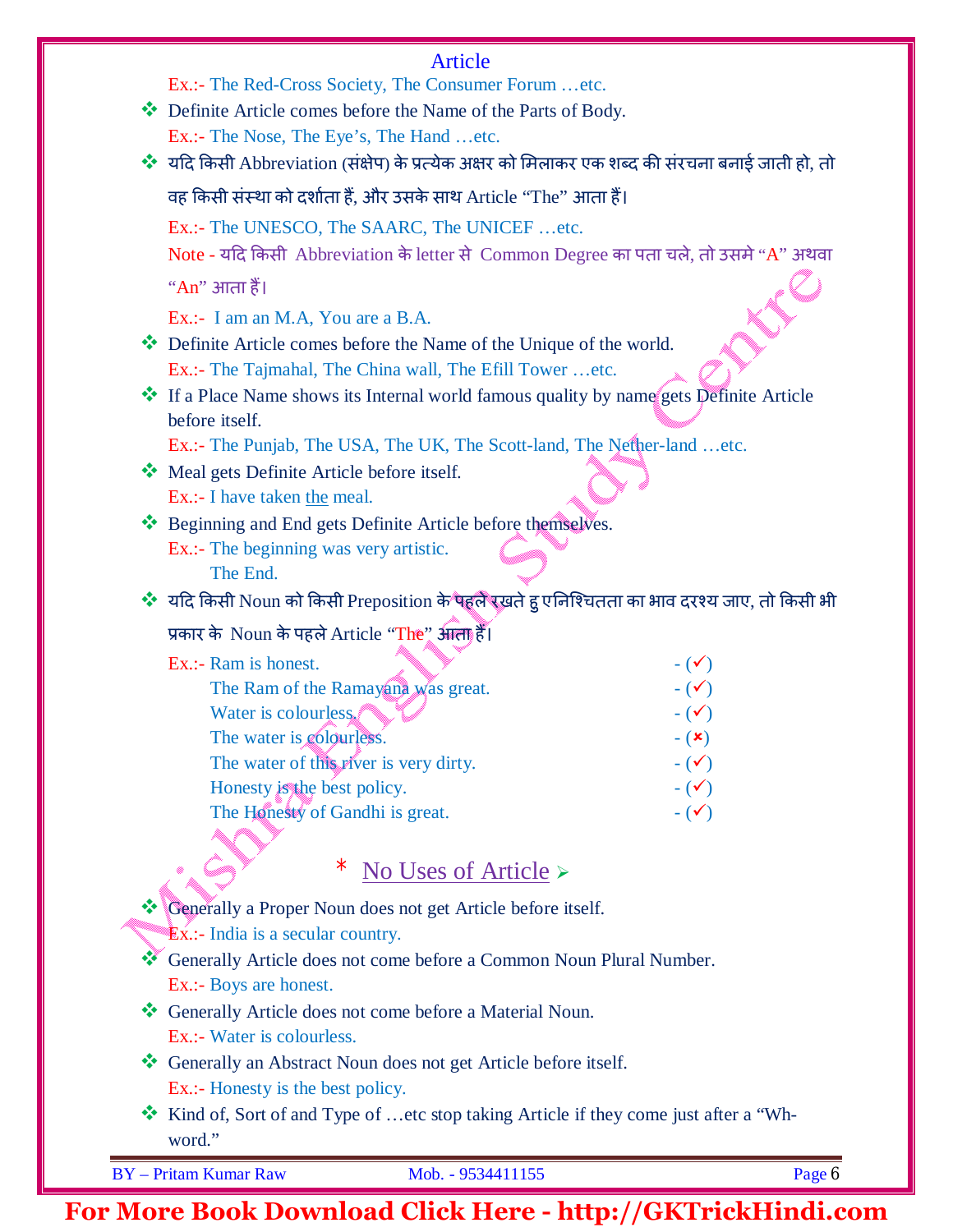Ex.:- The Red-Cross Society, The Consumer Forum …etc.

- Definite Article comes before the Name of the Parts of Body.
  Ex.:- The Nose, The Eye's, The Hand …etc.
- यदि किसी Abbreviation (संक्षेप) के प्रत्येक अक्षर को मिलाकर एक शब्द की संरचना बनाई जाती हो, तो वह किसी संस्था को दर्शाता हैं, और उसके साथ Article "The" आता हैं।
  Ex.:- The UNESCO, The SAARC, The UNICEF …etc.
  Note - यदि किसी Abbreviation के letter से Common Degree का पता चले, तो उसमे "A" अथवा "An" आता हैं।
  Ex.:- I am an M.A, You are a B.A.
- Definite Article comes before the Name of the Unique of the world.
  Ex.:- The Tajmahal, The China wall, The Efill Tower …etc.
- If a Place Name shows its Internal world famous quality by name gets Definite Article before itself.
  Ex.:- The Punjab, The USA, The UK, The Scott-land, The Nether-land …etc.
- Meal gets Definite Article before itself.
  Ex.:- I have taken the meal.
- Beginning and End gets Definite Article before themselves.
  Ex.:- The beginning was very artistic.
  The End.
- यदि किसी Noun को किसी Preposition के पहले रखते हु एनिश्चितता का भाव दरश्य जाए, तो किसी भी प्रकार के Noun के पहले Article "The" आता हैं।

| Ex.:- | |
|---|---|
| Ram is honest. | - (✓) |
| The Ram of the Ramayana was great. | - (✓) |
| Water is colourless. | - (✓) |
| The water is colourless. | - (✗) |
| The water of this river is very dirty. | - (✓) |
| Honesty is the best policy. | - (✓) |
| The Honesty of Gandhi is great. | - (✓) |

## * No Uses of Article ➢

- Generally a Proper Noun does not get Article before itself.
  Ex.:- India is a secular country.
- Generally Article does not come before a Common Noun Plural Number.
  Ex.:- Boys are honest.
- Generally Article does not come before a Material Noun.
  Ex.:- Water is colourless.
- Generally an Abstract Noun does not get Article before itself.
  Ex.:- Honesty is the best policy.
- Kind of, Sort of and Type of …etc stop taking Article if they come just after a "Wh-word."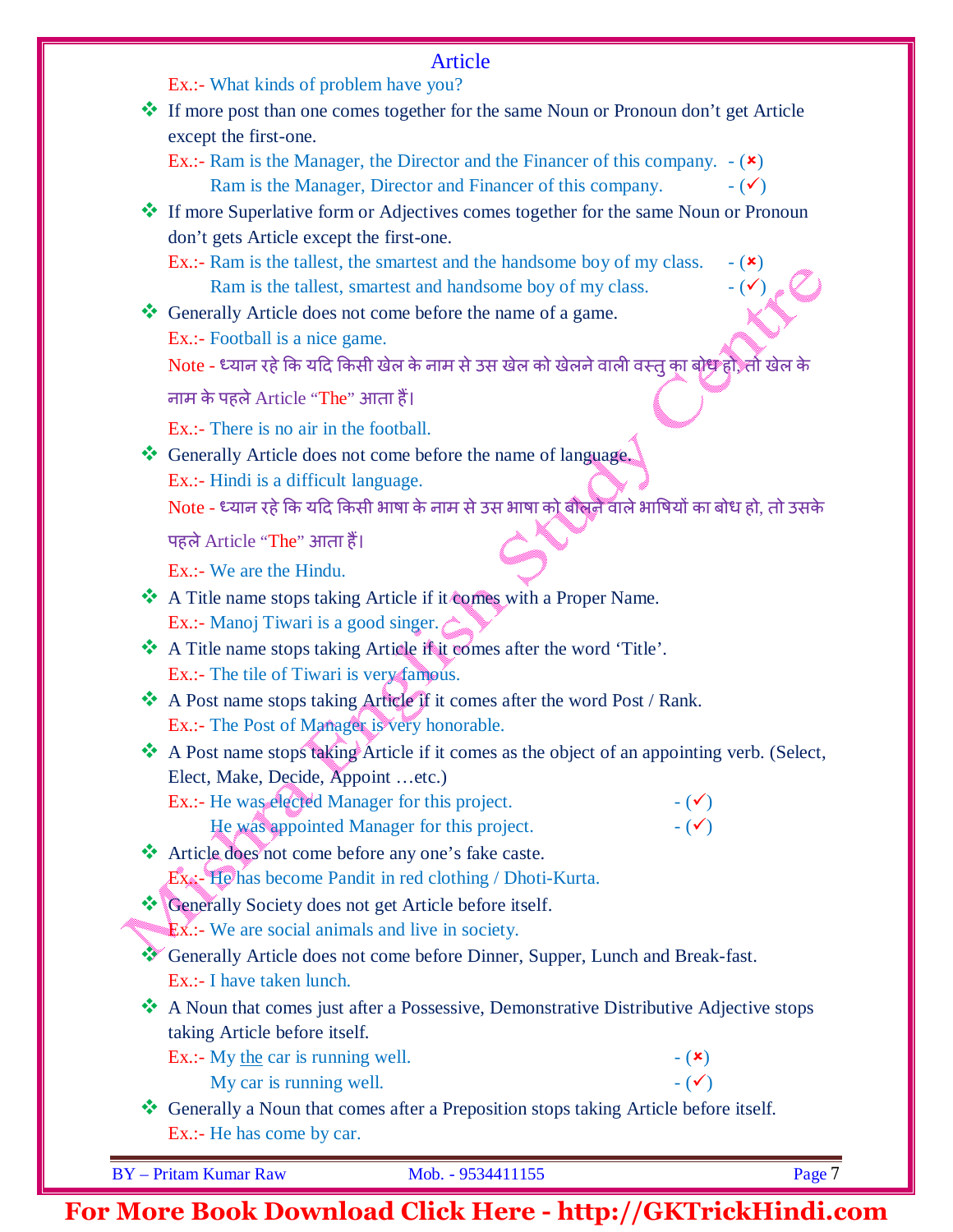Ex.:- What kinds of problem have you?

- ❖ If more post than one comes together for the same Noun or Pronoun don't get Article except the first-one.

  Ex.:- Ram is the Manager, the Director and the Financer of this company. - (✗)
  Ram is the Manager, Director and Financer of this company. - (✓)

- ❖ If more Superlative form or Adjectives comes together for the same Noun or Pronoun don't gets Article except the first-one.

  Ex.:- Ram is the tallest, the smartest and the handsome boy of my class. - (✗)
  Ram is the tallest, smartest and handsome boy of my class. - (✓)

- ❖ Generally Article does not come before the name of a game.

  Ex.:- Football is a nice game.

  Note - ध्यान रहे कि यदि किसी खेल के नाम से उस खेल को खेलने वाली वस्तु का बोध हो, तो खेल के नाम के पहले Article "The" आता हैं।

  Ex.:- There is no air in the football.

- ❖ Generally Article does not come before the name of language.

  Ex.:- Hindi is a difficult language.

  Note - ध्यान रहे कि यदि किसी भाषा के नाम से उस भाषा को बोलने वाले भाषियों का बोध हो, तो उसके पहले Article "The" आता हैं।

  Ex.:- We are the Hindu.

- ❖ A Title name stops taking Article if it comes with a Proper Name.

  Ex.:- Manoj Tiwari is a good singer.

- ❖ A Title name stops taking Article if it comes after the word 'Title'.

  Ex.:- The tile of Tiwari is very famous.

- ❖ A Post name stops taking Article if it comes after the word Post / Rank.

  Ex.:- The Post of Manager is very honorable.

- ❖ A Post name stops taking Article if it comes as the object of an appointing verb. (Select, Elect, Make, Decide, Appoint …etc.)

  Ex.:- He was elected Manager for this project. - (✓)
  He was appointed Manager for this project. - (✓)

- ❖ Article does not come before any one's fake caste.

  Ex.:- He has become Pandit in red clothing / Dhoti-Kurta.

- ❖ Generally Society does not get Article before itself.

  Ex.:- We are social animals and live in society.

- ❖ Generally Article does not come before Dinner, Supper, Lunch and Break-fast.

  Ex.:- I have taken lunch.

- ❖ A Noun that comes just after a Possessive, Demonstrative Distributive Adjective stops taking Article before itself.

  Ex.:- My <u>the</u> car is running well. - (✗)
  My car is running well. - (✓)

- ❖ Generally a Noun that comes after a Preposition stops taking Article before itself.

  Ex.:- He has come by car.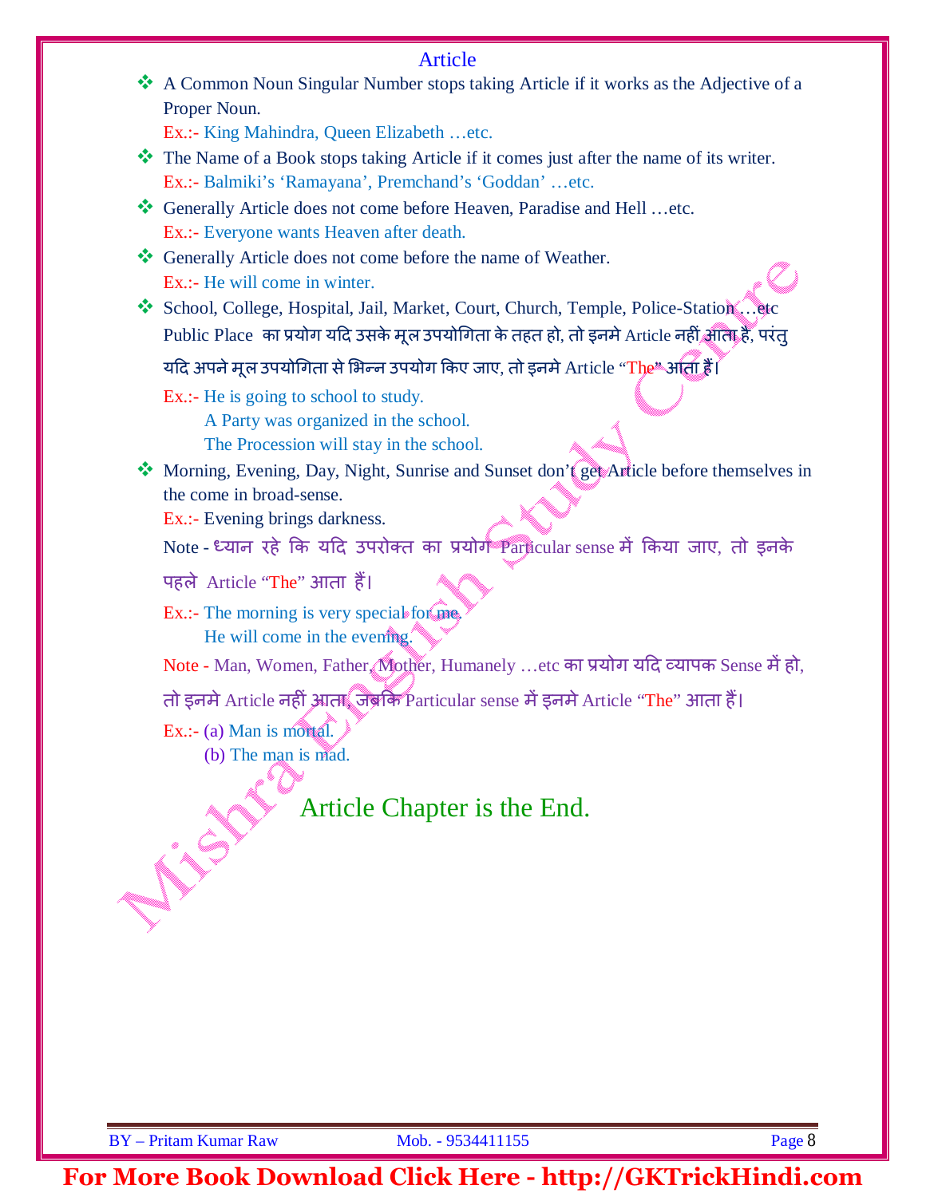## Article

- A Common Noun Singular Number stops taking Article if it works as the Adjective of a Proper Noun.
  Ex.:- King Mahindra, Queen Elizabeth …etc.
- The Name of a Book stops taking Article if it comes just after the name of its writer.
  Ex.:- Balmiki's 'Ramayana', Premchand's 'Goddan' …etc.
- Generally Article does not come before Heaven, Paradise and Hell …etc.
  Ex.:- Everyone wants Heaven after death.
- Generally Article does not come before the name of Weather.
  Ex.:- He will come in winter.
- School, College, Hospital, Jail, Market, Court, Church, Temple, Police-Station …etc Public Place का प्रयोग यदि उसके मूल उपयोगिता के तहत हो, तो इनमे Article नहीं आता है, परंतु यदि अपने मूल उपयोगिता से भिन्न उपयोग किए जाए, तो इनमे Article "The" आता हैं।
  Ex.:- He is going to school to study.
  A Party was organized in the school.
  The Procession will stay in the school.
- Morning, Evening, Day, Night, Sunrise and Sunset don't get Article before themselves in the come in broad-sense.
  Ex.:- Evening brings darkness.
  Note - ध्यान रहे कि यदि उपरोक्त का प्रयोग Particular sense में किया जाए, तो इनके पहले Article "The" आता हैं।
  Ex.:- The morning is very special for me.
  He will come in the evening.
  Note - Man, Women, Father, Mother, Humanely …etc का प्रयोग यदि व्यापक Sense में हो, तो इनमे Article नहीं आता, जबकि Particular sense में इनमे Article "The" आता हैं।
  Ex.:- (a) Man is mortal.
  (b) The man is mad.

**Article Chapter is the End.**